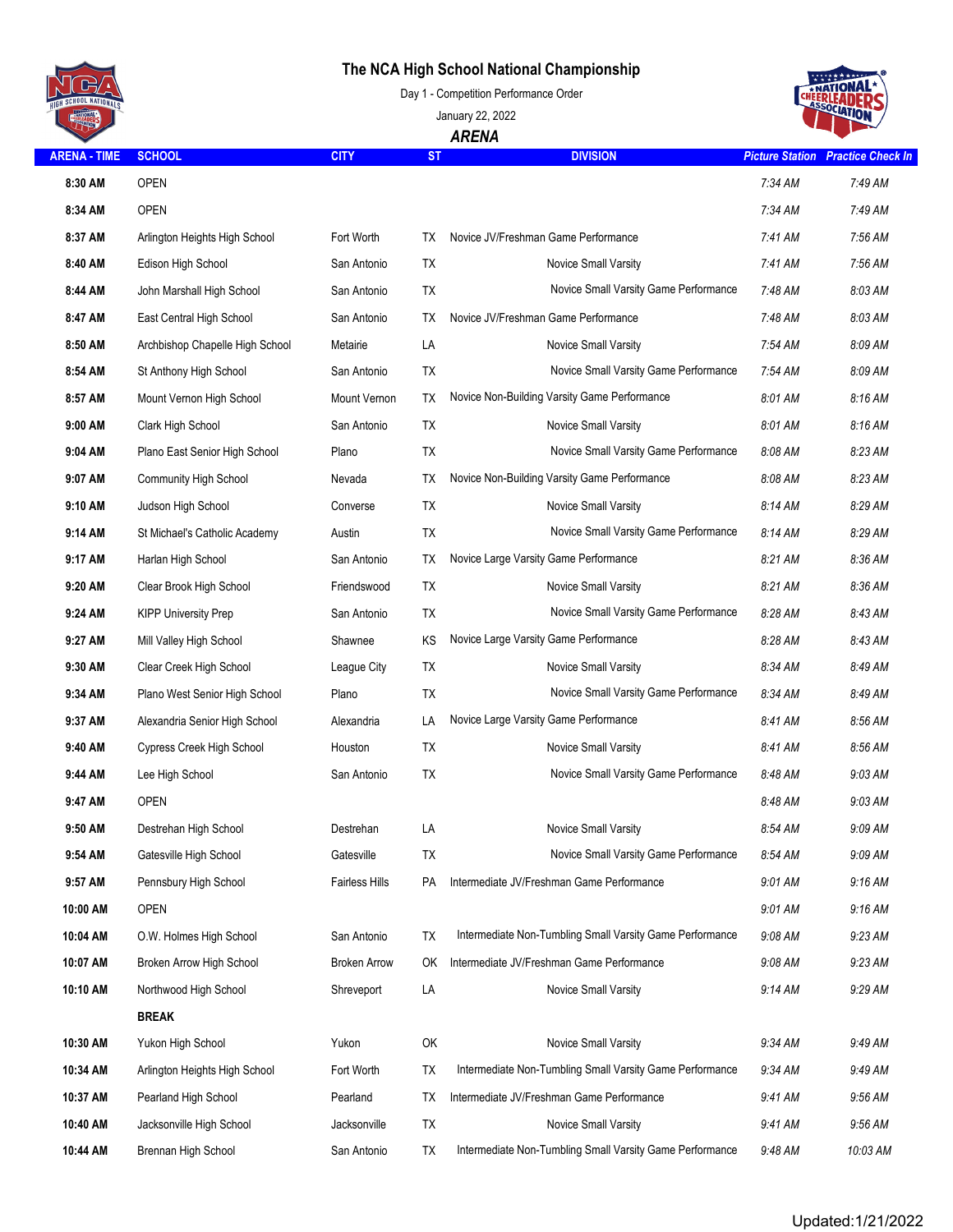# The NCA High School National Championship

Day 1 - Competition Performance Order

January 22, 2022

***ARENA***

| ARENA - TIME | SCHOOL | CITY | ST | DIVISION | Picture Station | Practice Check In |
|---|---|---|---|---|---|---|
| **8:30 AM** | OPEN | | | | *7:34 AM* | *7:49 AM* |
| **8:34 AM** | OPEN | | | | *7:34 AM* | *7:49 AM* |
| **8:37 AM** | Arlington Heights High School | Fort Worth | TX | Novice JV/Freshman Game Performance | *7:41 AM* | *7:56 AM* |
| **8:40 AM** | Edison High School | San Antonio | TX | Novice Small Varsity | *7:41 AM* | *7:56 AM* |
| **8:44 AM** | John Marshall High School | San Antonio | TX | Novice Small Varsity Game Performance | *7:48 AM* | *8:03 AM* |
| **8:47 AM** | East Central High School | San Antonio | TX | Novice JV/Freshman Game Performance | *7:48 AM* | *8:03 AM* |
| **8:50 AM** | Archbishop Chapelle High School | Metairie | LA | Novice Small Varsity | *7:54 AM* | *8:09 AM* |
| **8:54 AM** | St Anthony High School | San Antonio | TX | Novice Small Varsity Game Performance | *7:54 AM* | *8:09 AM* |
| **8:57 AM** | Mount Vernon High School | Mount Vernon | TX | Novice Non-Building Varsity Game Performance | *8:01 AM* | *8:16 AM* |
| **9:00 AM** | Clark High School | San Antonio | TX | Novice Small Varsity | *8:01 AM* | *8:16 AM* |
| **9:04 AM** | Plano East Senior High School | Plano | TX | Novice Small Varsity Game Performance | *8:08 AM* | *8:23 AM* |
| **9:07 AM** | Community High School | Nevada | TX | Novice Non-Building Varsity Game Performance | *8:08 AM* | *8:23 AM* |
| **9:10 AM** | Judson High School | Converse | TX | Novice Small Varsity | *8:14 AM* | *8:29 AM* |
| **9:14 AM** | St Michael's Catholic Academy | Austin | TX | Novice Small Varsity Game Performance | *8:14 AM* | *8:29 AM* |
| **9:17 AM** | Harlan High School | San Antonio | TX | Novice Large Varsity Game Performance | *8:21 AM* | *8:36 AM* |
| **9:20 AM** | Clear Brook High School | Friendswood | TX | Novice Small Varsity | *8:21 AM* | *8:36 AM* |
| **9:24 AM** | KIPP University Prep | San Antonio | TX | Novice Small Varsity Game Performance | *8:28 AM* | *8:43 AM* |
| **9:27 AM** | Mill Valley High School | Shawnee | KS | Novice Large Varsity Game Performance | *8:28 AM* | *8:43 AM* |
| **9:30 AM** | Clear Creek High School | League City | TX | Novice Small Varsity | *8:34 AM* | *8:49 AM* |
| **9:34 AM** | Plano West Senior High School | Plano | TX | Novice Small Varsity Game Performance | *8:34 AM* | *8:49 AM* |
| **9:37 AM** | Alexandria Senior High School | Alexandria | LA | Novice Large Varsity Game Performance | *8:41 AM* | *8:56 AM* |
| **9:40 AM** | Cypress Creek High School | Houston | TX | Novice Small Varsity | *8:41 AM* | *8:56 AM* |
| **9:44 AM** | Lee High School | San Antonio | TX | Novice Small Varsity Game Performance | *8:48 AM* | *9:03 AM* |
| **9:47 AM** | OPEN | | | | *8:48 AM* | *9:03 AM* |
| **9:50 AM** | Destrehan High School | Destrehan | LA | Novice Small Varsity | *8:54 AM* | *9:09 AM* |
| **9:54 AM** | Gatesville High School | Gatesville | TX | Novice Small Varsity Game Performance | *8:54 AM* | *9:09 AM* |
| **9:57 AM** | Pennsbury High School | Fairless Hills | PA | Intermediate JV/Freshman Game Performance | *9:01 AM* | *9:16 AM* |
| **10:00 AM** | OPEN | | | | *9:01 AM* | *9:16 AM* |
| **10:04 AM** | O.W. Holmes High School | San Antonio | TX | Intermediate Non-Tumbling Small Varsity Game Performance | *9:08 AM* | *9:23 AM* |
| **10:07 AM** | Broken Arrow High School | Broken Arrow | OK | Intermediate JV/Freshman Game Performance | *9:08 AM* | *9:23 AM* |
| **10:10 AM** | Northwood High School | Shreveport | LA | Novice Small Varsity | *9:14 AM* | *9:29 AM* |
| | **BREAK** | | | | | |
| **10:30 AM** | Yukon High School | Yukon | OK | Novice Small Varsity | *9:34 AM* | *9:49 AM* |
| **10:34 AM** | Arlington Heights High School | Fort Worth | TX | Intermediate Non-Tumbling Small Varsity Game Performance | *9:34 AM* | *9:49 AM* |
| **10:37 AM** | Pearland High School | Pearland | TX | Intermediate JV/Freshman Game Performance | *9:41 AM* | *9:56 AM* |
| **10:40 AM** | Jacksonville High School | Jacksonville | TX | Novice Small Varsity | *9:41 AM* | *9:56 AM* |
| **10:44 AM** | Brennan High School | San Antonio | TX | Intermediate Non-Tumbling Small Varsity Game Performance | *9:48 AM* | *10:03 AM* |

Updated:1/21/2022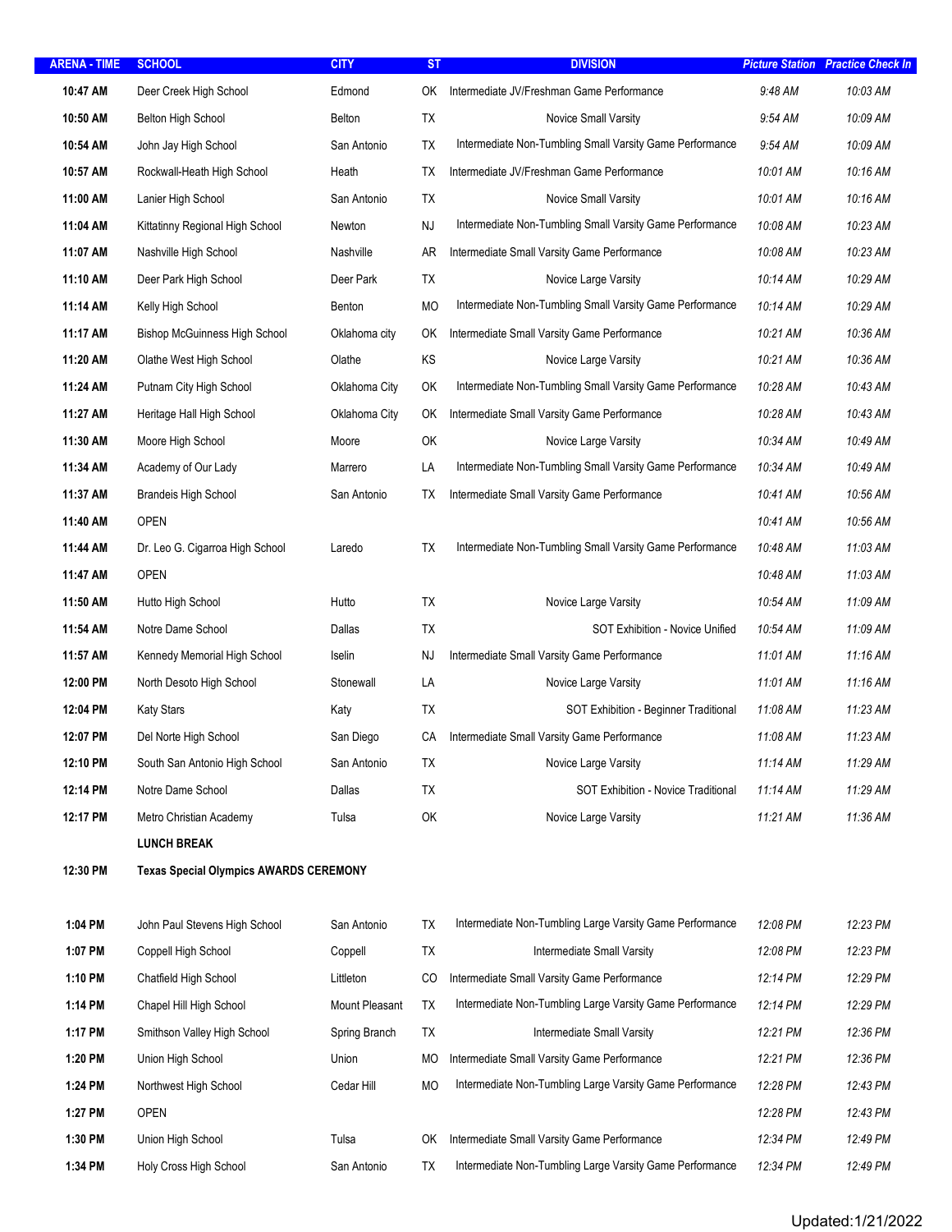| ARENA - TIME | SCHOOL | CITY | ST | DIVISION | *Picture Station* | *Practice Check In* |
|---|---|---|---|---|---|---|
| **10:47 AM** | Deer Creek High School | Edmond | OK | Intermediate JV/Freshman Game Performance | *9:48 AM* | *10:03 AM* |
| **10:50 AM** | Belton High School | Belton | TX | Novice Small Varsity | *9:54 AM* | *10:09 AM* |
| **10:54 AM** | John Jay High School | San Antonio | TX | Intermediate Non-Tumbling Small Varsity Game Performance | *9:54 AM* | *10:09 AM* |
| **10:57 AM** | Rockwall-Heath High School | Heath | TX | Intermediate JV/Freshman Game Performance | *10:01 AM* | *10:16 AM* |
| **11:00 AM** | Lanier High School | San Antonio | TX | Novice Small Varsity | *10:01 AM* | *10:16 AM* |
| **11:04 AM** | Kittatinny Regional High School | Newton | NJ | Intermediate Non-Tumbling Small Varsity Game Performance | *10:08 AM* | *10:23 AM* |
| **11:07 AM** | Nashville High School | Nashville | AR | Intermediate Small Varsity Game Performance | *10:08 AM* | *10:23 AM* |
| **11:10 AM** | Deer Park High School | Deer Park | TX | Novice Large Varsity | *10:14 AM* | *10:29 AM* |
| **11:14 AM** | Kelly High School | Benton | MO | Intermediate Non-Tumbling Small Varsity Game Performance | *10:14 AM* | *10:29 AM* |
| **11:17 AM** | Bishop McGuinness High School | Oklahoma city | OK | Intermediate Small Varsity Game Performance | *10:21 AM* | *10:36 AM* |
| **11:20 AM** | Olathe West High School | Olathe | KS | Novice Large Varsity | *10:21 AM* | *10:36 AM* |
| **11:24 AM** | Putnam City High School | Oklahoma City | OK | Intermediate Non-Tumbling Small Varsity Game Performance | *10:28 AM* | *10:43 AM* |
| **11:27 AM** | Heritage Hall High School | Oklahoma City | OK | Intermediate Small Varsity Game Performance | *10:28 AM* | *10:43 AM* |
| **11:30 AM** | Moore High School | Moore | OK | Novice Large Varsity | *10:34 AM* | *10:49 AM* |
| **11:34 AM** | Academy of Our Lady | Marrero | LA | Intermediate Non-Tumbling Small Varsity Game Performance | *10:34 AM* | *10:49 AM* |
| **11:37 AM** | Brandeis High School | San Antonio | TX | Intermediate Small Varsity Game Performance | *10:41 AM* | *10:56 AM* |
| **11:40 AM** | OPEN | | | | *10:41 AM* | *10:56 AM* |
| **11:44 AM** | Dr. Leo G. Cigarroa High School | Laredo | TX | Intermediate Non-Tumbling Small Varsity Game Performance | *10:48 AM* | *11:03 AM* |
| **11:47 AM** | OPEN | | | | *10:48 AM* | *11:03 AM* |
| **11:50 AM** | Hutto High School | Hutto | TX | Novice Large Varsity | *10:54 AM* | *11:09 AM* |
| **11:54 AM** | Notre Dame School | Dallas | TX | SOT Exhibition - Novice Unified | *10:54 AM* | *11:09 AM* |
| **11:57 AM** | Kennedy Memorial High School | Iselin | NJ | Intermediate Small Varsity Game Performance | *11:01 AM* | *11:16 AM* |
| **12:00 PM** | North Desoto High School | Stonewall | LA | Novice Large Varsity | *11:01 AM* | *11:16 AM* |
| **12:04 PM** | Katy Stars | Katy | TX | SOT Exhibition - Beginner Traditional | *11:08 AM* | *11:23 AM* |
| **12:07 PM** | Del Norte High School | San Diego | CA | Intermediate Small Varsity Game Performance | *11:08 AM* | *11:23 AM* |
| **12:10 PM** | South San Antonio High School | San Antonio | TX | Novice Large Varsity | *11:14 AM* | *11:29 AM* |
| **12:14 PM** | Notre Dame School | Dallas | TX | SOT Exhibition - Novice Traditional | *11:14 AM* | *11:29 AM* |
| **12:17 PM** | Metro Christian Academy | Tulsa | OK | Novice Large Varsity | *11:21 AM* | *11:36 AM* |
| | **LUNCH BREAK** | | | | | |
| **12:30 PM** | **Texas Special Olympics AWARDS CEREMONY** | | | | | |
| **1:04 PM** | John Paul Stevens High School | San Antonio | TX | Intermediate Non-Tumbling Large Varsity Game Performance | *12:08 PM* | *12:23 PM* |
| **1:07 PM** | Coppell High School | Coppell | TX | Intermediate Small Varsity | *12:08 PM* | *12:23 PM* |
| **1:10 PM** | Chatfield High School | Littleton | CO | Intermediate Small Varsity Game Performance | *12:14 PM* | *12:29 PM* |
| **1:14 PM** | Chapel Hill High School | Mount Pleasant | TX | Intermediate Non-Tumbling Large Varsity Game Performance | *12:14 PM* | *12:29 PM* |
| **1:17 PM** | Smithson Valley High School | Spring Branch | TX | Intermediate Small Varsity | *12:21 PM* | *12:36 PM* |
| **1:20 PM** | Union High School | Union | MO | Intermediate Small Varsity Game Performance | *12:21 PM* | *12:36 PM* |
| **1:24 PM** | Northwest High School | Cedar Hill | MO | Intermediate Non-Tumbling Large Varsity Game Performance | *12:28 PM* | *12:43 PM* |
| **1:27 PM** | OPEN | | | | *12:28 PM* | *12:43 PM* |
| **1:30 PM** | Union High School | Tulsa | OK | Intermediate Small Varsity Game Performance | *12:34 PM* | *12:49 PM* |
| **1:34 PM** | Holy Cross High School | San Antonio | TX | Intermediate Non-Tumbling Large Varsity Game Performance | *12:34 PM* | *12:49 PM* |

Updated:1/21/2022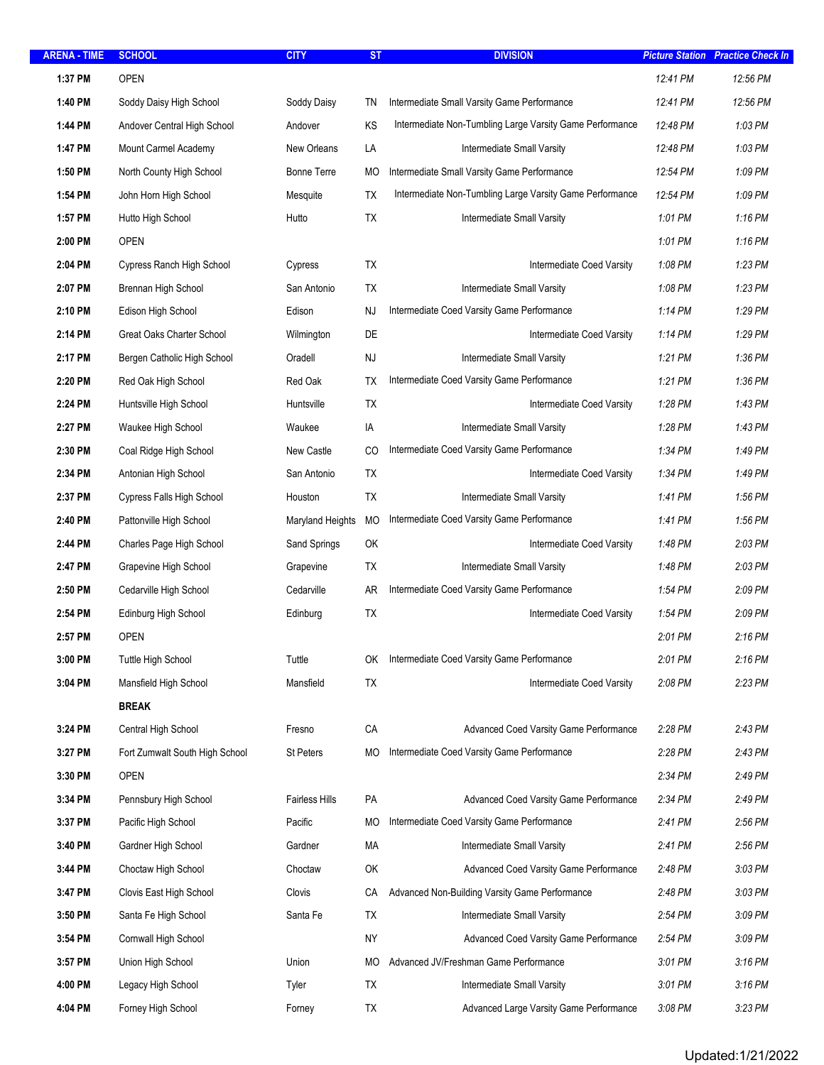| ARENA - TIME | SCHOOL | CITY | ST | DIVISION | Picture Station | Practice Check In |
|---|---|---|---|---|---|---|
| 1:37 PM | OPEN | | | | 12:41 PM | 12:56 PM |
| 1:40 PM | Soddy Daisy High School | Soddy Daisy | TN | Intermediate Small Varsity Game Performance | 12:41 PM | 12:56 PM |
| 1:44 PM | Andover Central High School | Andover | KS | Intermediate Non-Tumbling Large Varsity Game Performance | 12:48 PM | 1:03 PM |
| 1:47 PM | Mount Carmel Academy | New Orleans | LA | Intermediate Small Varsity | 12:48 PM | 1:03 PM |
| 1:50 PM | North County High School | Bonne Terre | MO | Intermediate Small Varsity Game Performance | 12:54 PM | 1:09 PM |
| 1:54 PM | John Horn High School | Mesquite | TX | Intermediate Non-Tumbling Large Varsity Game Performance | 12:54 PM | 1:09 PM |
| 1:57 PM | Hutto High School | Hutto | TX | Intermediate Small Varsity | 1:01 PM | 1:16 PM |
| 2:00 PM | OPEN | | | | 1:01 PM | 1:16 PM |
| 2:04 PM | Cypress Ranch High School | Cypress | TX | Intermediate Coed Varsity | 1:08 PM | 1:23 PM |
| 2:07 PM | Brennan High School | San Antonio | TX | Intermediate Small Varsity | 1:08 PM | 1:23 PM |
| 2:10 PM | Edison High School | Edison | NJ | Intermediate Coed Varsity Game Performance | 1:14 PM | 1:29 PM |
| 2:14 PM | Great Oaks Charter School | Wilmington | DE | Intermediate Coed Varsity | 1:14 PM | 1:29 PM |
| 2:17 PM | Bergen Catholic High School | Oradell | NJ | Intermediate Small Varsity | 1:21 PM | 1:36 PM |
| 2:20 PM | Red Oak High School | Red Oak | TX | Intermediate Coed Varsity Game Performance | 1:21 PM | 1:36 PM |
| 2:24 PM | Huntsville High School | Huntsville | TX | Intermediate Coed Varsity | 1:28 PM | 1:43 PM |
| 2:27 PM | Waukee High School | Waukee | IA | Intermediate Small Varsity | 1:28 PM | 1:43 PM |
| 2:30 PM | Coal Ridge High School | New Castle | CO | Intermediate Coed Varsity Game Performance | 1:34 PM | 1:49 PM |
| 2:34 PM | Antonian High School | San Antonio | TX | Intermediate Coed Varsity | 1:34 PM | 1:49 PM |
| 2:37 PM | Cypress Falls High School | Houston | TX | Intermediate Small Varsity | 1:41 PM | 1:56 PM |
| 2:40 PM | Pattonville High School | Maryland Heights | MO | Intermediate Coed Varsity Game Performance | 1:41 PM | 1:56 PM |
| 2:44 PM | Charles Page High School | Sand Springs | OK | Intermediate Coed Varsity | 1:48 PM | 2:03 PM |
| 2:47 PM | Grapevine High School | Grapevine | TX | Intermediate Small Varsity | 1:48 PM | 2:03 PM |
| 2:50 PM | Cedarville High School | Cedarville | AR | Intermediate Coed Varsity Game Performance | 1:54 PM | 2:09 PM |
| 2:54 PM | Edinburg High School | Edinburg | TX | Intermediate Coed Varsity | 1:54 PM | 2:09 PM |
| 2:57 PM | OPEN | | | | 2:01 PM | 2:16 PM |
| 3:00 PM | Tuttle High School | Tuttle | OK | Intermediate Coed Varsity Game Performance | 2:01 PM | 2:16 PM |
| 3:04 PM | Mansfield High School | Mansfield | TX | Intermediate Coed Varsity | 2:08 PM | 2:23 PM |
| | **BREAK** | | | | | |
| 3:24 PM | Central High School | Fresno | CA | Advanced Coed Varsity Game Performance | 2:28 PM | 2:43 PM |
| 3:27 PM | Fort Zumwalt South High School | St Peters | MO | Intermediate Coed Varsity Game Performance | 2:28 PM | 2:43 PM |
| 3:30 PM | OPEN | | | | 2:34 PM | 2:49 PM |
| 3:34 PM | Pennsbury High School | Fairless Hills | PA | Advanced Coed Varsity Game Performance | 2:34 PM | 2:49 PM |
| 3:37 PM | Pacific High School | Pacific | MO | Intermediate Coed Varsity Game Performance | 2:41 PM | 2:56 PM |
| 3:40 PM | Gardner High School | Gardner | MA | Intermediate Small Varsity | 2:41 PM | 2:56 PM |
| 3:44 PM | Choctaw High School | Choctaw | OK | Advanced Coed Varsity Game Performance | 2:48 PM | 3:03 PM |
| 3:47 PM | Clovis East High School | Clovis | CA | Advanced Non-Building Varsity Game Performance | 2:48 PM | 3:03 PM |
| 3:50 PM | Santa Fe High School | Santa Fe | TX | Intermediate Small Varsity | 2:54 PM | 3:09 PM |
| 3:54 PM | Cornwall High School | | NY | Advanced Coed Varsity Game Performance | 2:54 PM | 3:09 PM |
| 3:57 PM | Union High School | Union | MO | Advanced JV/Freshman Game Performance | 3:01 PM | 3:16 PM |
| 4:00 PM | Legacy High School | Tyler | TX | Intermediate Small Varsity | 3:01 PM | 3:16 PM |
| 4:04 PM | Forney High School | Forney | TX | Advanced Large Varsity Game Performance | 3:08 PM | 3:23 PM |

Updated:1/21/2022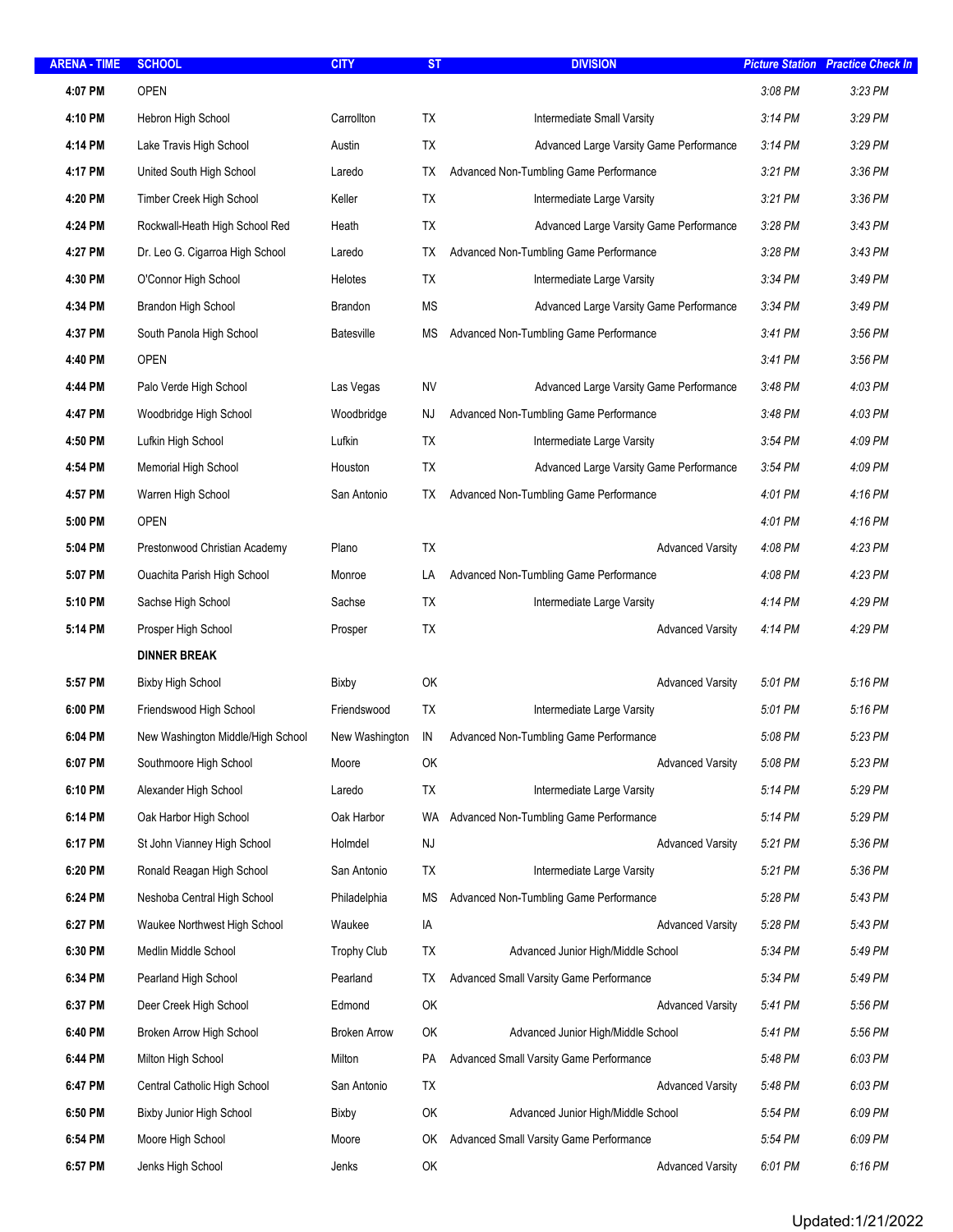| ARENA - TIME | SCHOOL | CITY | ST | DIVISION | *Picture Station* | *Practice Check In* |
|---|---|---|---|---|---|---|
| **4:07 PM** | OPEN | | | | *3:08 PM* | *3:23 PM* |
| **4:10 PM** | Hebron High School | Carrollton | TX | Intermediate Small Varsity | *3:14 PM* | *3:29 PM* |
| **4:14 PM** | Lake Travis High School | Austin | TX | Advanced Large Varsity Game Performance | *3:14 PM* | *3:29 PM* |
| **4:17 PM** | United South High School | Laredo | TX | Advanced Non-Tumbling Game Performance | *3:21 PM* | *3:36 PM* |
| **4:20 PM** | Timber Creek High School | Keller | TX | Intermediate Large Varsity | *3:21 PM* | *3:36 PM* |
| **4:24 PM** | Rockwall-Heath High School Red | Heath | TX | Advanced Large Varsity Game Performance | *3:28 PM* | *3:43 PM* |
| **4:27 PM** | Dr. Leo G. Cigarroa High School | Laredo | TX | Advanced Non-Tumbling Game Performance | *3:28 PM* | *3:43 PM* |
| **4:30 PM** | O'Connor High School | Helotes | TX | Intermediate Large Varsity | *3:34 PM* | *3:49 PM* |
| **4:34 PM** | Brandon High School | Brandon | MS | Advanced Large Varsity Game Performance | *3:34 PM* | *3:49 PM* |
| **4:37 PM** | South Panola High School | Batesville | MS | Advanced Non-Tumbling Game Performance | *3:41 PM* | *3:56 PM* |
| **4:40 PM** | OPEN | | | | *3:41 PM* | *3:56 PM* |
| **4:44 PM** | Palo Verde High School | Las Vegas | NV | Advanced Large Varsity Game Performance | *3:48 PM* | *4:03 PM* |
| **4:47 PM** | Woodbridge High School | Woodbridge | NJ | Advanced Non-Tumbling Game Performance | *3:48 PM* | *4:03 PM* |
| **4:50 PM** | Lufkin High School | Lufkin | TX | Intermediate Large Varsity | *3:54 PM* | *4:09 PM* |
| **4:54 PM** | Memorial High School | Houston | TX | Advanced Large Varsity Game Performance | *3:54 PM* | *4:09 PM* |
| **4:57 PM** | Warren High School | San Antonio | TX | Advanced Non-Tumbling Game Performance | *4:01 PM* | *4:16 PM* |
| **5:00 PM** | OPEN | | | | *4:01 PM* | *4:16 PM* |
| **5:04 PM** | Prestonwood Christian Academy | Plano | TX | Advanced Varsity | *4:08 PM* | *4:23 PM* |
| **5:07 PM** | Ouachita Parish High School | Monroe | LA | Advanced Non-Tumbling Game Performance | *4:08 PM* | *4:23 PM* |
| **5:10 PM** | Sachse High School | Sachse | TX | Intermediate Large Varsity | *4:14 PM* | *4:29 PM* |
| **5:14 PM** | Prosper High School | Prosper | TX | Advanced Varsity | *4:14 PM* | *4:29 PM* |
| | **DINNER BREAK** | | | | | |
| **5:57 PM** | Bixby High School | Bixby | OK | Advanced Varsity | *5:01 PM* | *5:16 PM* |
| **6:00 PM** | Friendswood High School | Friendswood | TX | Intermediate Large Varsity | *5:01 PM* | *5:16 PM* |
| **6:04 PM** | New Washington Middle/High School | New Washington | IN | Advanced Non-Tumbling Game Performance | *5:08 PM* | *5:23 PM* |
| **6:07 PM** | Southmoore High School | Moore | OK | Advanced Varsity | *5:08 PM* | *5:23 PM* |
| **6:10 PM** | Alexander High School | Laredo | TX | Intermediate Large Varsity | *5:14 PM* | *5:29 PM* |
| **6:14 PM** | Oak Harbor High School | Oak Harbor | WA | Advanced Non-Tumbling Game Performance | *5:14 PM* | *5:29 PM* |
| **6:17 PM** | St John Vianney High School | Holmdel | NJ | Advanced Varsity | *5:21 PM* | *5:36 PM* |
| **6:20 PM** | Ronald Reagan High School | San Antonio | TX | Intermediate Large Varsity | *5:21 PM* | *5:36 PM* |
| **6:24 PM** | Neshoba Central High School | Philadelphia | MS | Advanced Non-Tumbling Game Performance | *5:28 PM* | *5:43 PM* |
| **6:27 PM** | Waukee Northwest High School | Waukee | IA | Advanced Varsity | *5:28 PM* | *5:43 PM* |
| **6:30 PM** | Medlin Middle School | Trophy Club | TX | Advanced Junior High/Middle School | *5:34 PM* | *5:49 PM* |
| **6:34 PM** | Pearland High School | Pearland | TX | Advanced Small Varsity Game Performance | *5:34 PM* | *5:49 PM* |
| **6:37 PM** | Deer Creek High School | Edmond | OK | Advanced Varsity | *5:41 PM* | *5:56 PM* |
| **6:40 PM** | Broken Arrow High School | Broken Arrow | OK | Advanced Junior High/Middle School | *5:41 PM* | *5:56 PM* |
| **6:44 PM** | Milton High School | Milton | PA | Advanced Small Varsity Game Performance | *5:48 PM* | *6:03 PM* |
| **6:47 PM** | Central Catholic High School | San Antonio | TX | Advanced Varsity | *5:48 PM* | *6:03 PM* |
| **6:50 PM** | Bixby Junior High School | Bixby | OK | Advanced Junior High/Middle School | *5:54 PM* | *6:09 PM* |
| **6:54 PM** | Moore High School | Moore | OK | Advanced Small Varsity Game Performance | *5:54 PM* | *6:09 PM* |
| **6:57 PM** | Jenks High School | Jenks | OK | Advanced Varsity | *6:01 PM* | *6:16 PM* |

Updated:1/21/2022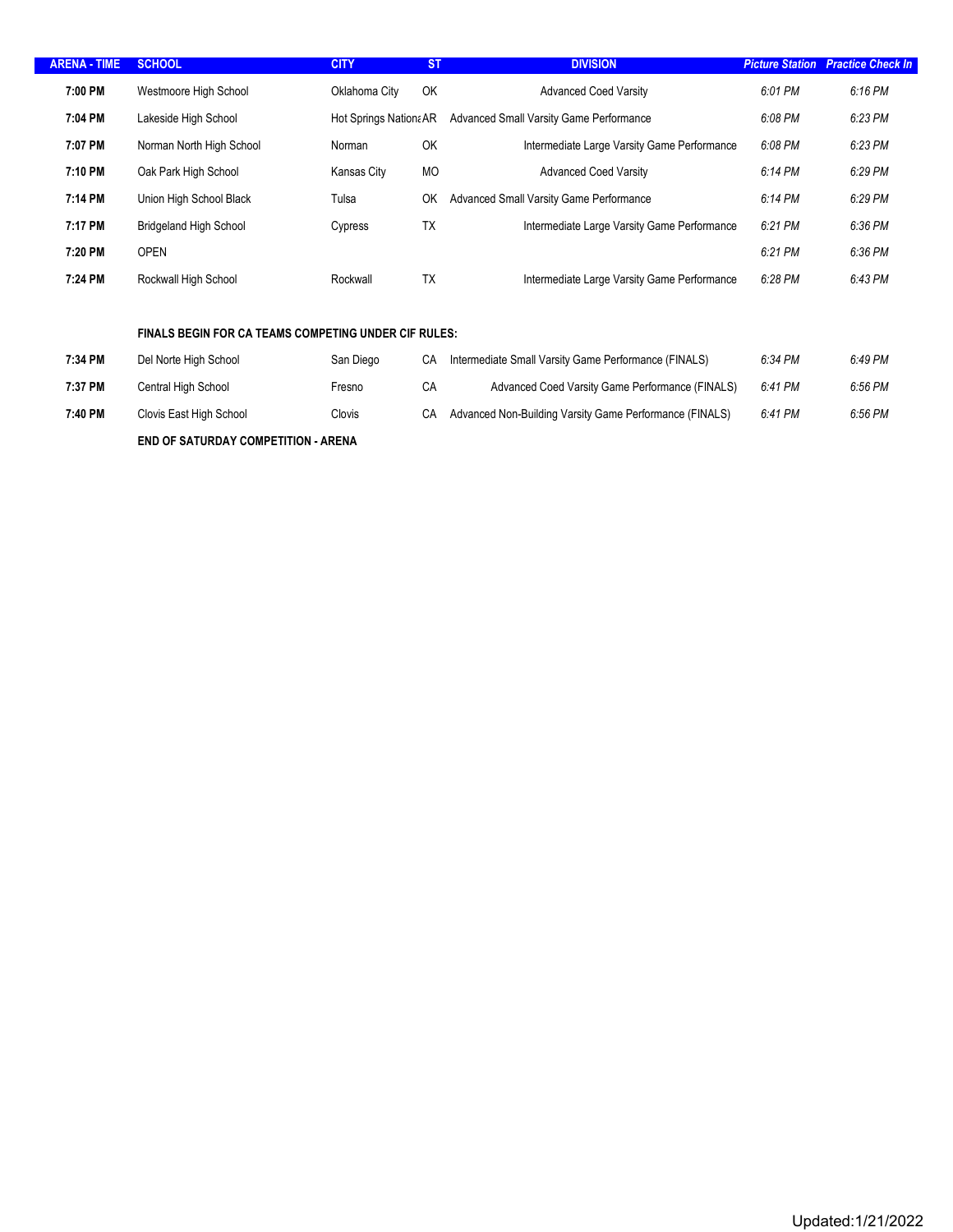| ARENA - TIME | SCHOOL | CITY | ST | DIVISION | *Picture Station* | *Practice Check In* |
|---|---|---|---|---|---|---|
| **7:00 PM** | Westmoore High School | Oklahoma City | OK | Advanced Coed Varsity | *6:01 PM* | *6:16 PM* |
| **7:04 PM** | Lakeside High School | Hot Springs Nationa | AR | Advanced Small Varsity Game Performance | *6:08 PM* | *6:23 PM* |
| **7:07 PM** | Norman North High School | Norman | OK | Intermediate Large Varsity Game Performance | *6:08 PM* | *6:23 PM* |
| **7:10 PM** | Oak Park High School | Kansas City | MO | Advanced Coed Varsity | *6:14 PM* | *6:29 PM* |
| **7:14 PM** | Union High School Black | Tulsa | OK | Advanced Small Varsity Game Performance | *6:14 PM* | *6:29 PM* |
| **7:17 PM** | Bridgeland High School | Cypress | TX | Intermediate Large Varsity Game Performance | *6:21 PM* | *6:36 PM* |
| **7:20 PM** | OPEN | | | | *6:21 PM* | *6:36 PM* |
| **7:24 PM** | Rockwall High School | Rockwall | TX | Intermediate Large Varsity Game Performance | *6:28 PM* | *6:43 PM* |
| | **FINALS BEGIN FOR CA TEAMS COMPETING UNDER CIF RULES:** | | | | | |
| **7:34 PM** | Del Norte High School | San Diego | CA | Intermediate Small Varsity Game Performance (FINALS) | *6:34 PM* | *6:49 PM* |
| **7:37 PM** | Central High School | Fresno | CA | Advanced Coed Varsity Game Performance (FINALS) | *6:41 PM* | *6:56 PM* |
| **7:40 PM** | Clovis East High School | Clovis | CA | Advanced Non-Building Varsity Game Performance (FINALS) | *6:41 PM* | *6:56 PM* |
| | **END OF SATURDAY COMPETITION - ARENA** | | | | | |

Updated:1/21/2022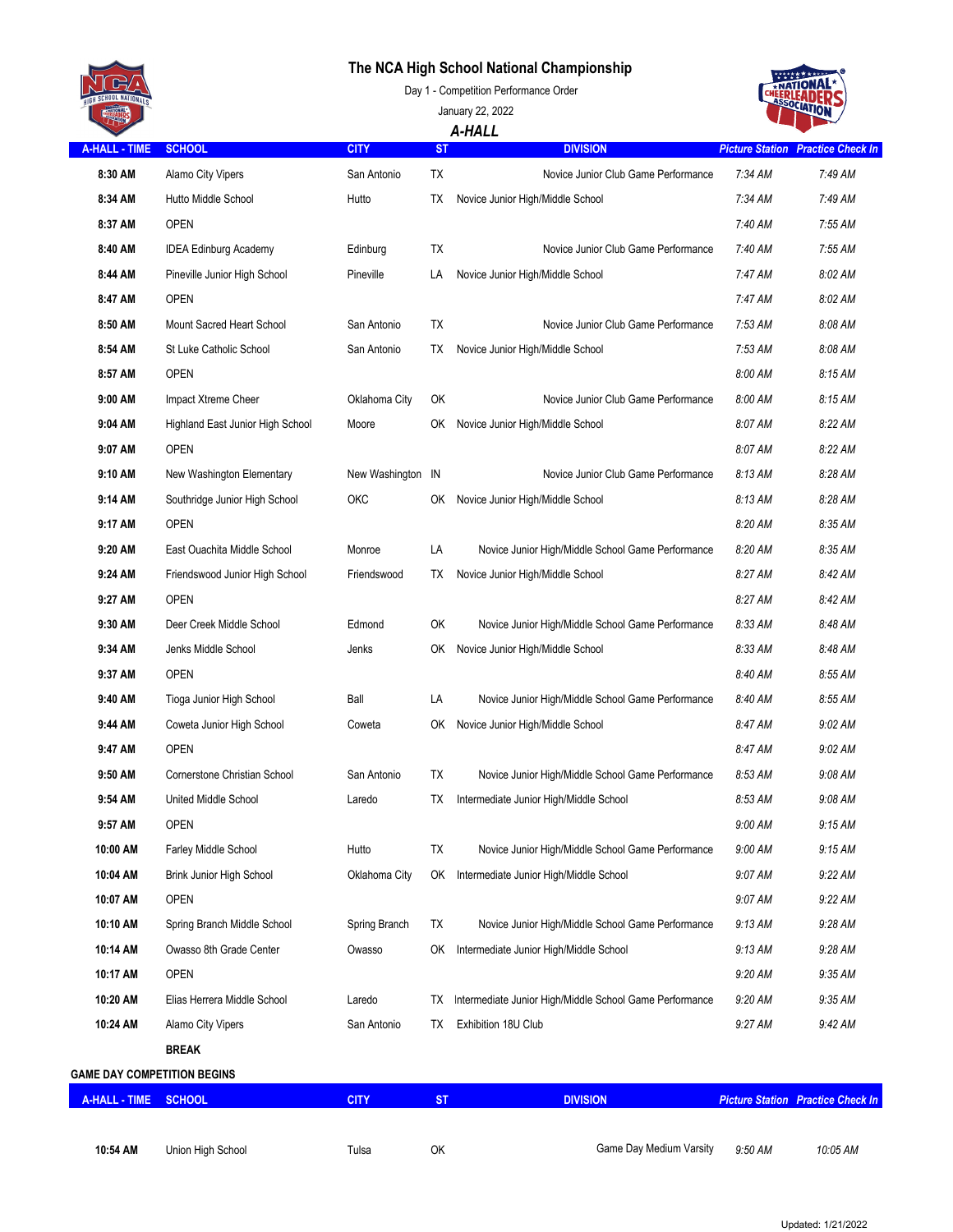# The NCA High School National Championship

Day 1 - Competition Performance Order

January 22, 2022

## A-HALL

| A-HALL - TIME | SCHOOL | CITY | ST | DIVISION | Picture Station | Practice Check In |
|---|---|---|---|---|---|---|
| 8:30 AM | Alamo City Vipers | San Antonio | TX | Novice Junior Club Game Performance | 7:34 AM | 7:49 AM |
| 8:34 AM | Hutto Middle School | Hutto | TX | Novice Junior High/Middle School | 7:34 AM | 7:49 AM |
| 8:37 AM | OPEN | | | | 7:40 AM | 7:55 AM |
| 8:40 AM | IDEA Edinburg Academy | Edinburg | TX | Novice Junior Club Game Performance | 7:40 AM | 7:55 AM |
| 8:44 AM | Pineville Junior High School | Pineville | LA | Novice Junior High/Middle School | 7:47 AM | 8:02 AM |
| 8:47 AM | OPEN | | | | 7:47 AM | 8:02 AM |
| 8:50 AM | Mount Sacred Heart School | San Antonio | TX | Novice Junior Club Game Performance | 7:53 AM | 8:08 AM |
| 8:54 AM | St Luke Catholic School | San Antonio | TX | Novice Junior High/Middle School | 7:53 AM | 8:08 AM |
| 8:57 AM | OPEN | | | | 8:00 AM | 8:15 AM |
| 9:00 AM | Impact Xtreme Cheer | Oklahoma City | OK | Novice Junior Club Game Performance | 8:00 AM | 8:15 AM |
| 9:04 AM | Highland East Junior High School | Moore | OK | Novice Junior High/Middle School | 8:07 AM | 8:22 AM |
| 9:07 AM | OPEN | | | | 8:07 AM | 8:22 AM |
| 9:10 AM | New Washington Elementary | New Washington | IN | Novice Junior Club Game Performance | 8:13 AM | 8:28 AM |
| 9:14 AM | Southridge Junior High School | OKC | OK | Novice Junior High/Middle School | 8:13 AM | 8:28 AM |
| 9:17 AM | OPEN | | | | 8:20 AM | 8:35 AM |
| 9:20 AM | East Ouachita Middle School | Monroe | LA | Novice Junior High/Middle School Game Performance | 8:20 AM | 8:35 AM |
| 9:24 AM | Friendswood Junior High School | Friendswood | TX | Novice Junior High/Middle School | 8:27 AM | 8:42 AM |
| 9:27 AM | OPEN | | | | 8:27 AM | 8:42 AM |
| 9:30 AM | Deer Creek Middle School | Edmond | OK | Novice Junior High/Middle School Game Performance | 8:33 AM | 8:48 AM |
| 9:34 AM | Jenks Middle School | Jenks | OK | Novice Junior High/Middle School | 8:33 AM | 8:48 AM |
| 9:37 AM | OPEN | | | | 8:40 AM | 8:55 AM |
| 9:40 AM | Tioga Junior High School | Ball | LA | Novice Junior High/Middle School Game Performance | 8:40 AM | 8:55 AM |
| 9:44 AM | Coweta Junior High School | Coweta | OK | Novice Junior High/Middle School | 8:47 AM | 9:02 AM |
| 9:47 AM | OPEN | | | | 8:47 AM | 9:02 AM |
| 9:50 AM | Cornerstone Christian School | San Antonio | TX | Novice Junior High/Middle School Game Performance | 8:53 AM | 9:08 AM |
| 9:54 AM | United Middle School | Laredo | TX | Intermediate Junior High/Middle School | 8:53 AM | 9:08 AM |
| 9:57 AM | OPEN | | | | 9:00 AM | 9:15 AM |
| 10:00 AM | Farley Middle School | Hutto | TX | Novice Junior High/Middle School Game Performance | 9:00 AM | 9:15 AM |
| 10:04 AM | Brink Junior High School | Oklahoma City | OK | Intermediate Junior High/Middle School | 9:07 AM | 9:22 AM |
| 10:07 AM | OPEN | | | | 9:07 AM | 9:22 AM |
| 10:10 AM | Spring Branch Middle School | Spring Branch | TX | Novice Junior High/Middle School Game Performance | 9:13 AM | 9:28 AM |
| 10:14 AM | Owasso 8th Grade Center | Owasso | OK | Intermediate Junior High/Middle School | 9:13 AM | 9:28 AM |
| 10:17 AM | OPEN | | | | 9:20 AM | 9:35 AM |
| 10:20 AM | Elias Herrera Middle School | Laredo | TX | Intermediate Junior High/Middle School Game Performance | 9:20 AM | 9:35 AM |
| 10:24 AM | Alamo City Vipers | San Antonio | TX | Exhibition 18U Club | 9:27 AM | 9:42 AM |
| | **BREAK** | | | | | |

**GAME DAY COMPETITION BEGINS**

| A-HALL - TIME | SCHOOL | CITY | ST | DIVISION | Picture Station | Practice Check In |
|---|---|---|---|---|---|---|
| 10:54 AM | Union High School | Tulsa | OK | Game Day Medium Varsity | 9:50 AM | 10:05 AM |

Updated: 1/21/2022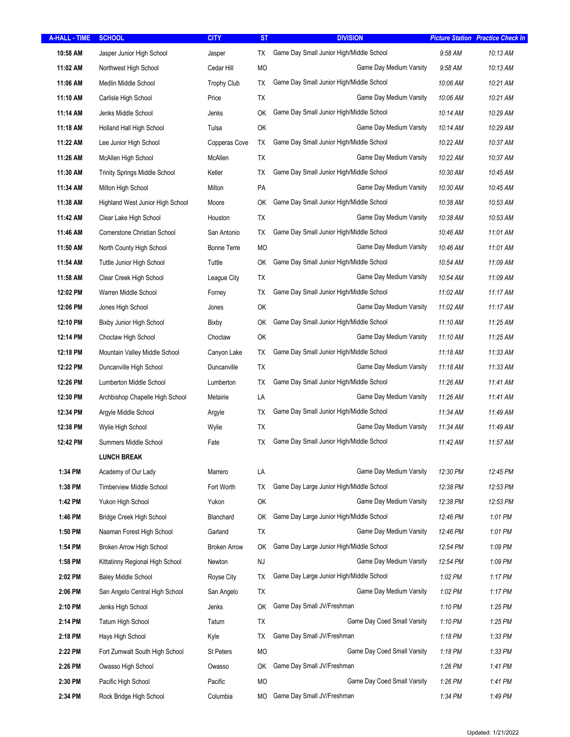| A-HALL - TIME | SCHOOL | CITY | ST | DIVISION | Picture Station | Practice Check In |
|---|---|---|---|---|---|---|
| 10:58 AM | Jasper Junior High School | Jasper | TX | Game Day Small Junior High/Middle School | 9:58 AM | 10:13 AM |
| 11:02 AM | Northwest High School | Cedar Hill | MO | Game Day Medium Varsity | 9:58 AM | 10:13 AM |
| 11:06 AM | Medlin Middle School | Trophy Club | TX | Game Day Small Junior High/Middle School | 10:06 AM | 10:21 AM |
| 11:10 AM | Carlisle High School | Price | TX | Game Day Medium Varsity | 10:06 AM | 10:21 AM |
| 11:14 AM | Jenks Middle School | Jenks | OK | Game Day Small Junior High/Middle School | 10:14 AM | 10:29 AM |
| 11:18 AM | Holland Hall High School | Tulsa | OK | Game Day Medium Varsity | 10:14 AM | 10:29 AM |
| 11:22 AM | Lee Junior High School | Copperas Cove | TX | Game Day Small Junior High/Middle School | 10:22 AM | 10:37 AM |
| 11:26 AM | McAllen High School | McAllen | TX | Game Day Medium Varsity | 10:22 AM | 10:37 AM |
| 11:30 AM | Trinity Springs Middle School | Keller | TX | Game Day Small Junior High/Middle School | 10:30 AM | 10:45 AM |
| 11:34 AM | Milton High School | Milton | PA | Game Day Medium Varsity | 10:30 AM | 10:45 AM |
| 11:38 AM | Highland West Junior High School | Moore | OK | Game Day Small Junior High/Middle School | 10:38 AM | 10:53 AM |
| 11:42 AM | Clear Lake High School | Houston | TX | Game Day Medium Varsity | 10:38 AM | 10:53 AM |
| 11:46 AM | Cornerstone Christian School | San Antonio | TX | Game Day Small Junior High/Middle School | 10:46 AM | 11:01 AM |
| 11:50 AM | North County High School | Bonne Terre | MO | Game Day Medium Varsity | 10:46 AM | 11:01 AM |
| 11:54 AM | Tuttle Junior High School | Tuttle | OK | Game Day Small Junior High/Middle School | 10:54 AM | 11:09 AM |
| 11:58 AM | Clear Creek High School | League City | TX | Game Day Medium Varsity | 10:54 AM | 11:09 AM |
| 12:02 PM | Warren Middle School | Forney | TX | Game Day Small Junior High/Middle School | 11:02 AM | 11:17 AM |
| 12:06 PM | Jones High School | Jones | OK | Game Day Medium Varsity | 11:02 AM | 11:17 AM |
| 12:10 PM | Bixby Junior High School | Bixby | OK | Game Day Small Junior High/Middle School | 11:10 AM | 11:25 AM |
| 12:14 PM | Choctaw High School | Choctaw | OK | Game Day Medium Varsity | 11:10 AM | 11:25 AM |
| 12:18 PM | Mountain Valley Middle School | Canyon Lake | TX | Game Day Small Junior High/Middle School | 11:18 AM | 11:33 AM |
| 12:22 PM | Duncanville High School | Duncanville | TX | Game Day Medium Varsity | 11:18 AM | 11:33 AM |
| 12:26 PM | Lumberton Middle School | Lumberton | TX | Game Day Small Junior High/Middle School | 11:26 AM | 11:41 AM |
| 12:30 PM | Archbishop Chapelle High School | Metairie | LA | Game Day Medium Varsity | 11:26 AM | 11:41 AM |
| 12:34 PM | Argyle Middle School | Argyle | TX | Game Day Small Junior High/Middle School | 11:34 AM | 11:49 AM |
| 12:38 PM | Wylie High School | Wylie | TX | Game Day Medium Varsity | 11:34 AM | 11:49 AM |
| 12:42 PM | Summers Middle School | Fate | TX | Game Day Small Junior High/Middle School | 11:42 AM | 11:57 AM |
| | **LUNCH BREAK** | | | | | |
| 1:34 PM | Academy of Our Lady | Marrero | LA | Game Day Medium Varsity | 12:30 PM | 12:45 PM |
| 1:38 PM | Timberview Middle School | Fort Worth | TX | Game Day Large Junior High/Middle School | 12:38 PM | 12:53 PM |
| 1:42 PM | Yukon High School | Yukon | OK | Game Day Medium Varsity | 12:38 PM | 12:53 PM |
| 1:46 PM | Bridge Creek High School | Blanchard | OK | Game Day Large Junior High/Middle School | 12:46 PM | 1:01 PM |
| 1:50 PM | Naaman Forest High School | Garland | TX | Game Day Medium Varsity | 12:46 PM | 1:01 PM |
| 1:54 PM | Broken Arrow High School | Broken Arrow | OK | Game Day Large Junior High/Middle School | 12:54 PM | 1:09 PM |
| 1:58 PM | Kittatinny Regional High School | Newton | NJ | Game Day Medium Varsity | 12:54 PM | 1:09 PM |
| 2:02 PM | Baley Middle School | Royse City | TX | Game Day Large Junior High/Middle School | 1:02 PM | 1:17 PM |
| 2:06 PM | San Angelo Central High School | San Angelo | TX | Game Day Medium Varsity | 1:02 PM | 1:17 PM |
| 2:10 PM | Jenks High School | Jenks | OK | Game Day Small JV/Freshman | 1:10 PM | 1:25 PM |
| 2:14 PM | Tatum High School | Tatum | TX | Game Day Coed Small Varsity | 1:10 PM | 1:25 PM |
| 2:18 PM | Hays High School | Kyle | TX | Game Day Small JV/Freshman | 1:18 PM | 1:33 PM |
| 2:22 PM | Fort Zumwalt South High School | St Peters | MO | Game Day Coed Small Varsity | 1:18 PM | 1:33 PM |
| 2:26 PM | Owasso High School | Owasso | OK | Game Day Small JV/Freshman | 1:26 PM | 1:41 PM |
| 2:30 PM | Pacific High School | Pacific | MO | Game Day Coed Small Varsity | 1:26 PM | 1:41 PM |
| 2:34 PM | Rock Bridge High School | Columbia | MO | Game Day Small JV/Freshman | 1:34 PM | 1:49 PM |

Updated: 1/21/2022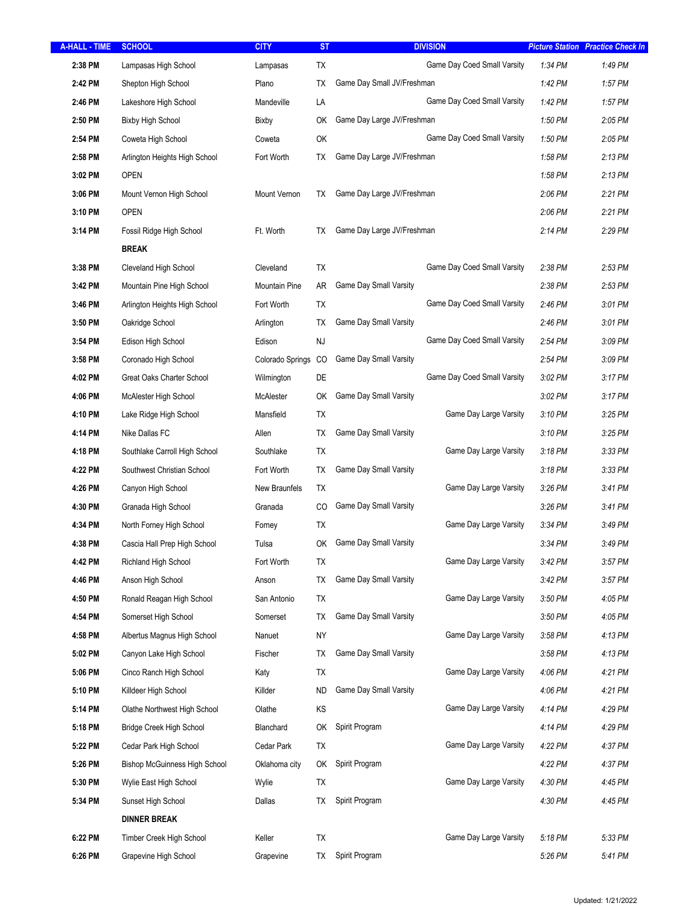| A-HALL - TIME | SCHOOL | CITY | ST | DIVISION | Picture Station | Practice Check In |
|---|---|---|---|---|---|---|
| 2:38 PM | Lampasas High School | Lampasas | TX | Game Day Coed Small Varsity | 1:34 PM | 1:49 PM |
| 2:42 PM | Shepton High School | Plano | TX | Game Day Small JV/Freshman | 1:42 PM | 1:57 PM |
| 2:46 PM | Lakeshore High School | Mandeville | LA | Game Day Coed Small Varsity | 1:42 PM | 1:57 PM |
| 2:50 PM | Bixby High School | Bixby | OK | Game Day Large JV/Freshman | 1:50 PM | 2:05 PM |
| 2:54 PM | Coweta High School | Coweta | OK | Game Day Coed Small Varsity | 1:50 PM | 2:05 PM |
| 2:58 PM | Arlington Heights High School | Fort Worth | TX | Game Day Large JV/Freshman | 1:58 PM | 2:13 PM |
| 3:02 PM | OPEN | | | | 1:58 PM | 2:13 PM |
| 3:06 PM | Mount Vernon High School | Mount Vernon | TX | Game Day Large JV/Freshman | 2:06 PM | 2:21 PM |
| 3:10 PM | OPEN | | | | 2:06 PM | 2:21 PM |
| 3:14 PM | Fossil Ridge High School | Ft. Worth | TX | Game Day Large JV/Freshman | 2:14 PM | 2:29 PM |
| | **BREAK** | | | | | |
| 3:38 PM | Cleveland High School | Cleveland | TX | Game Day Coed Small Varsity | 2:38 PM | 2:53 PM |
| 3:42 PM | Mountain Pine High School | Mountain Pine | AR | Game Day Small Varsity | 2:38 PM | 2:53 PM |
| 3:46 PM | Arlington Heights High School | Fort Worth | TX | Game Day Coed Small Varsity | 2:46 PM | 3:01 PM |
| 3:50 PM | Oakridge School | Arlington | TX | Game Day Small Varsity | 2:46 PM | 3:01 PM |
| 3:54 PM | Edison High School | Edison | NJ | Game Day Coed Small Varsity | 2:54 PM | 3:09 PM |
| 3:58 PM | Coronado High School | Colorado Springs | CO | Game Day Small Varsity | 2:54 PM | 3:09 PM |
| 4:02 PM | Great Oaks Charter School | Wilmington | DE | Game Day Coed Small Varsity | 3:02 PM | 3:17 PM |
| 4:06 PM | McAlester High School | McAlester | OK | Game Day Small Varsity | 3:02 PM | 3:17 PM |
| 4:10 PM | Lake Ridge High School | Mansfield | TX | Game Day Large Varsity | 3:10 PM | 3:25 PM |
| 4:14 PM | Nike Dallas FC | Allen | TX | Game Day Small Varsity | 3:10 PM | 3:25 PM |
| 4:18 PM | Southlake Carroll High School | Southlake | TX | Game Day Large Varsity | 3:18 PM | 3:33 PM |
| 4:22 PM | Southwest Christian School | Fort Worth | TX | Game Day Small Varsity | 3:18 PM | 3:33 PM |
| 4:26 PM | Canyon High School | New Braunfels | TX | Game Day Large Varsity | 3:26 PM | 3:41 PM |
| 4:30 PM | Granada High School | Granada | CO | Game Day Small Varsity | 3:26 PM | 3:41 PM |
| 4:34 PM | North Forney High School | Forney | TX | Game Day Large Varsity | 3:34 PM | 3:49 PM |
| 4:38 PM | Cascia Hall Prep High School | Tulsa | OK | Game Day Small Varsity | 3:34 PM | 3:49 PM |
| 4:42 PM | Richland High School | Fort Worth | TX | Game Day Large Varsity | 3:42 PM | 3:57 PM |
| 4:46 PM | Anson High School | Anson | TX | Game Day Small Varsity | 3:42 PM | 3:57 PM |
| 4:50 PM | Ronald Reagan High School | San Antonio | TX | Game Day Large Varsity | 3:50 PM | 4:05 PM |
| 4:54 PM | Somerset High School | Somerset | TX | Game Day Small Varsity | 3:50 PM | 4:05 PM |
| 4:58 PM | Albertus Magnus High School | Nanuet | NY | Game Day Large Varsity | 3:58 PM | 4:13 PM |
| 5:02 PM | Canyon Lake High School | Fischer | TX | Game Day Small Varsity | 3:58 PM | 4:13 PM |
| 5:06 PM | Cinco Ranch High School | Katy | TX | Game Day Large Varsity | 4:06 PM | 4:21 PM |
| 5:10 PM | Killdeer High School | Killder | ND | Game Day Small Varsity | 4:06 PM | 4:21 PM |
| 5:14 PM | Olathe Northwest High School | Olathe | KS | Game Day Large Varsity | 4:14 PM | 4:29 PM |
| 5:18 PM | Bridge Creek High School | Blanchard | OK | Spirit Program | 4:14 PM | 4:29 PM |
| 5:22 PM | Cedar Park High School | Cedar Park | TX | Game Day Large Varsity | 4:22 PM | 4:37 PM |
| 5:26 PM | Bishop McGuinness High School | Oklahoma city | OK | Spirit Program | 4:22 PM | 4:37 PM |
| 5:30 PM | Wylie East High School | Wylie | TX | Game Day Large Varsity | 4:30 PM | 4:45 PM |
| 5:34 PM | Sunset High School | Dallas | TX | Spirit Program | 4:30 PM | 4:45 PM |
| | **DINNER BREAK** | | | | | |
| 6:22 PM | Timber Creek High School | Keller | TX | Game Day Large Varsity | 5:18 PM | 5:33 PM |
| 6:26 PM | Grapevine High School | Grapevine | TX | Spirit Program | 5:26 PM | 5:41 PM |

Updated: 1/21/2022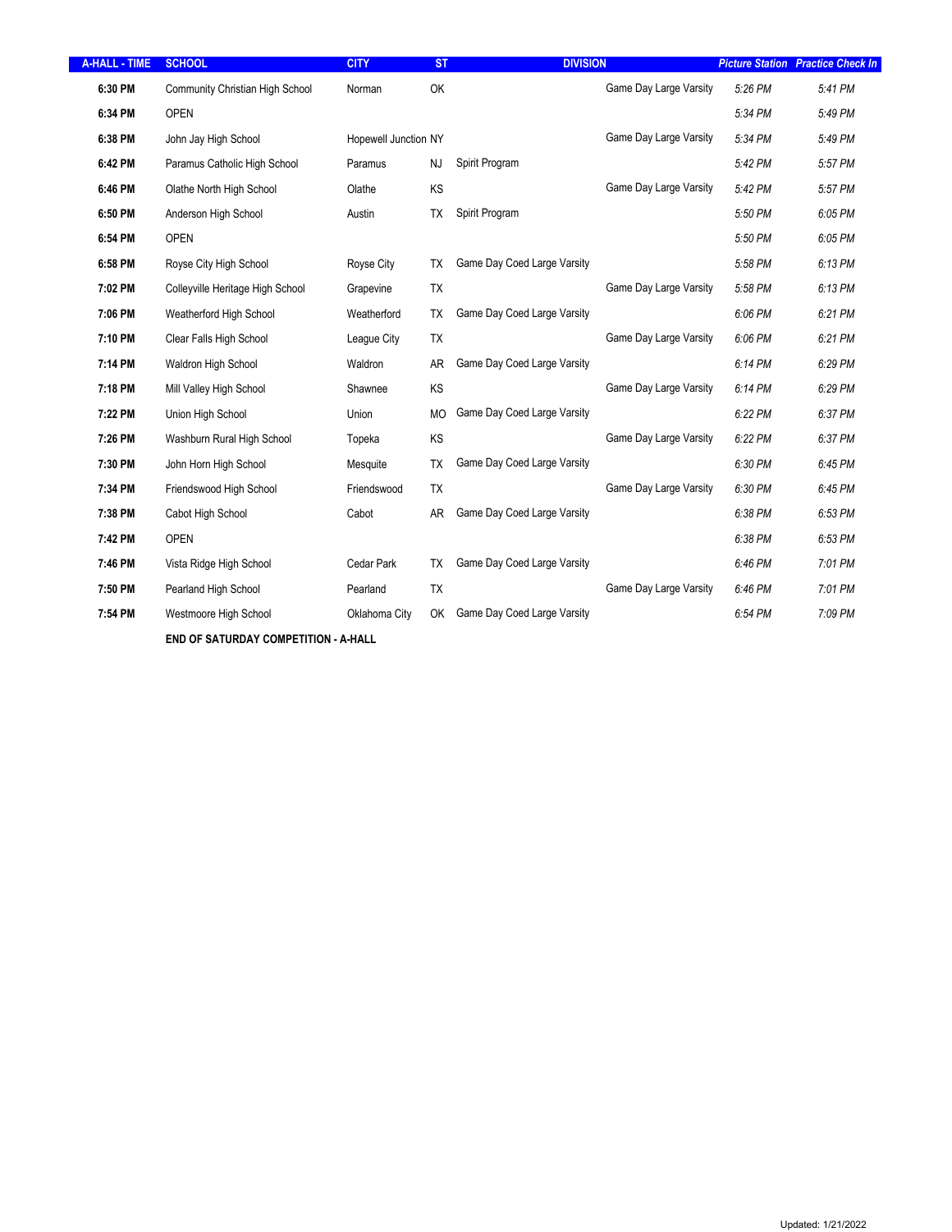| A-HALL - TIME | SCHOOL | CITY | ST | DIVISION | | Picture Station | Practice Check In |
|---|---|---|---|---|---|---|---|
| **6:30 PM** | Community Christian High School | Norman | OK | | Game Day Large Varsity | *5:26 PM* | *5:41 PM* |
| **6:34 PM** | OPEN | | | | | *5:34 PM* | *5:49 PM* |
| **6:38 PM** | John Jay High School | Hopewell Junction | NY | | Game Day Large Varsity | *5:34 PM* | *5:49 PM* |
| **6:42 PM** | Paramus Catholic High School | Paramus | NJ | Spirit Program | | *5:42 PM* | *5:57 PM* |
| **6:46 PM** | Olathe North High School | Olathe | KS | | Game Day Large Varsity | *5:42 PM* | *5:57 PM* |
| **6:50 PM** | Anderson High School | Austin | TX | Spirit Program | | *5:50 PM* | *6:05 PM* |
| **6:54 PM** | OPEN | | | | | *5:50 PM* | *6:05 PM* |
| **6:58 PM** | Royse City High School | Royse City | TX | Game Day Coed Large Varsity | | *5:58 PM* | *6:13 PM* |
| **7:02 PM** | Colleyville Heritage High School | Grapevine | TX | | Game Day Large Varsity | *5:58 PM* | *6:13 PM* |
| **7:06 PM** | Weatherford High School | Weatherford | TX | Game Day Coed Large Varsity | | *6:06 PM* | *6:21 PM* |
| **7:10 PM** | Clear Falls High School | League City | TX | | Game Day Large Varsity | *6:06 PM* | *6:21 PM* |
| **7:14 PM** | Waldron High School | Waldron | AR | Game Day Coed Large Varsity | | *6:14 PM* | *6:29 PM* |
| **7:18 PM** | Mill Valley High School | Shawnee | KS | | Game Day Large Varsity | *6:14 PM* | *6:29 PM* |
| **7:22 PM** | Union High School | Union | MO | Game Day Coed Large Varsity | | *6:22 PM* | *6:37 PM* |
| **7:26 PM** | Washburn Rural High School | Topeka | KS | | Game Day Large Varsity | *6:22 PM* | *6:37 PM* |
| **7:30 PM** | John Horn High School | Mesquite | TX | Game Day Coed Large Varsity | | *6:30 PM* | *6:45 PM* |
| **7:34 PM** | Friendswood High School | Friendswood | TX | | Game Day Large Varsity | *6:30 PM* | *6:45 PM* |
| **7:38 PM** | Cabot High School | Cabot | AR | Game Day Coed Large Varsity | | *6:38 PM* | *6:53 PM* |
| **7:42 PM** | OPEN | | | | | *6:38 PM* | *6:53 PM* |
| **7:46 PM** | Vista Ridge High School | Cedar Park | TX | Game Day Coed Large Varsity | | *6:46 PM* | *7:01 PM* |
| **7:50 PM** | Pearland High School | Pearland | TX | | Game Day Large Varsity | *6:46 PM* | *7:01 PM* |
| **7:54 PM** | Westmoore High School | Oklahoma City | OK | Game Day Coed Large Varsity | | *6:54 PM* | *7:09 PM* |
| | **END OF SATURDAY COMPETITION - A-HALL** | | | | | | |

Updated: 1/21/2022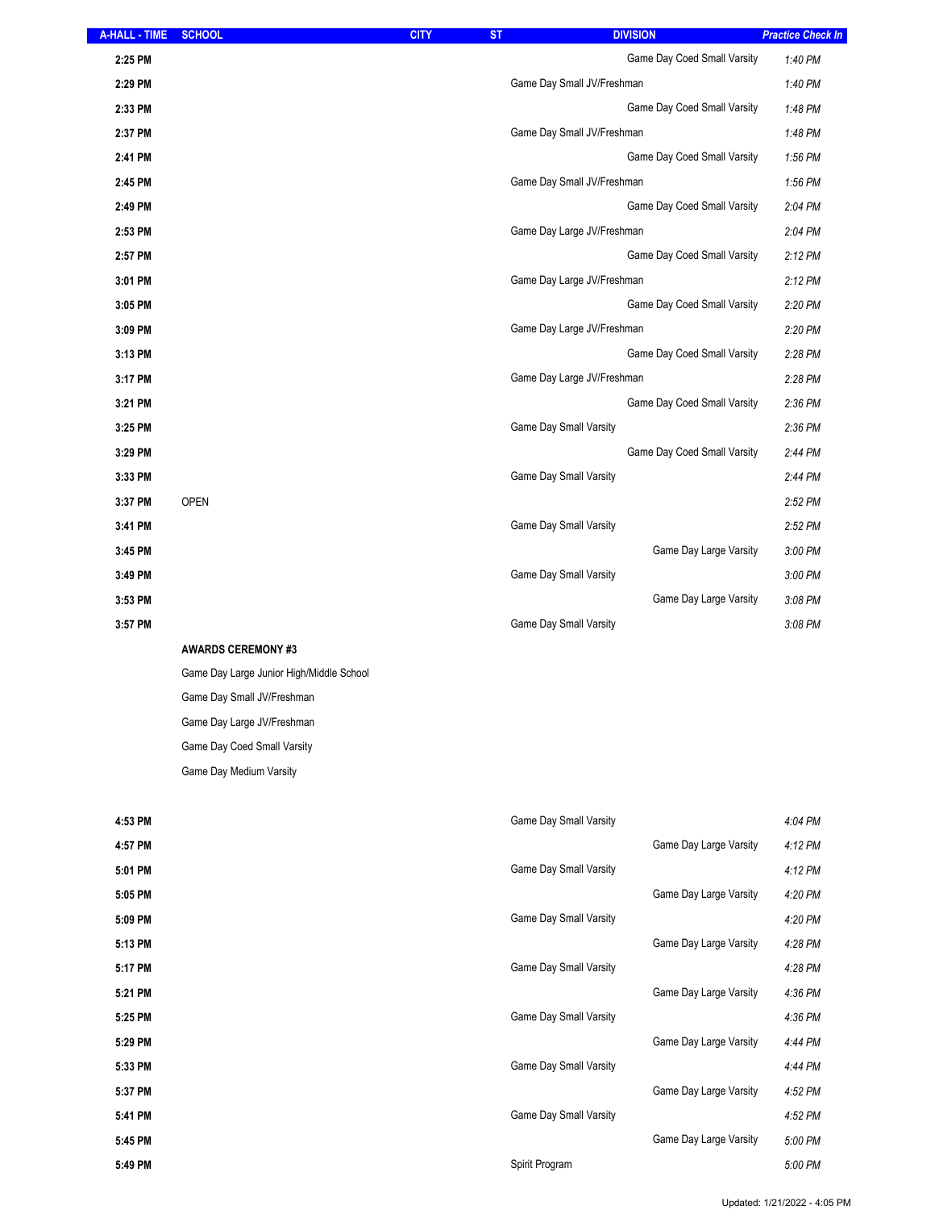| A-HALL - TIME | SCHOOL | CITY | ST | DIVISION | Practice Check In |
|---|---|---|---|---|---|
| 2:25 PM | | | | Game Day Coed Small Varsity | 1:40 PM |
| 2:29 PM | | | | Game Day Small JV/Freshman | 1:40 PM |
| 2:33 PM | | | | Game Day Coed Small Varsity | 1:48 PM |
| 2:37 PM | | | | Game Day Small JV/Freshman | 1:48 PM |
| 2:41 PM | | | | Game Day Coed Small Varsity | 1:56 PM |
| 2:45 PM | | | | Game Day Small JV/Freshman | 1:56 PM |
| 2:49 PM | | | | Game Day Coed Small Varsity | 2:04 PM |
| 2:53 PM | | | | Game Day Large JV/Freshman | 2:04 PM |
| 2:57 PM | | | | Game Day Coed Small Varsity | 2:12 PM |
| 3:01 PM | | | | Game Day Large JV/Freshman | 2:12 PM |
| 3:05 PM | | | | Game Day Coed Small Varsity | 2:20 PM |
| 3:09 PM | | | | Game Day Large JV/Freshman | 2:20 PM |
| 3:13 PM | | | | Game Day Coed Small Varsity | 2:28 PM |
| 3:17 PM | | | | Game Day Large JV/Freshman | 2:28 PM |
| 3:21 PM | | | | Game Day Coed Small Varsity | 2:36 PM |
| 3:25 PM | | | | Game Day Small Varsity | 2:36 PM |
| 3:29 PM | | | | Game Day Coed Small Varsity | 2:44 PM |
| 3:33 PM | | | | Game Day Small Varsity | 2:44 PM |
| 3:37 PM | OPEN | | | | 2:52 PM |
| 3:41 PM | | | | Game Day Small Varsity | 2:52 PM |
| 3:45 PM | | | | Game Day Large Varsity | 3:00 PM |
| 3:49 PM | | | | Game Day Small Varsity | 3:00 PM |
| 3:53 PM | | | | Game Day Large Varsity | 3:08 PM |
| 3:57 PM | | | | Game Day Small Varsity | 3:08 PM |
| | **AWARDS CEREMONY #3** | | | | |
| | Game Day Large Junior High/Middle School | | | | |
| | Game Day Small JV/Freshman | | | | |
| | Game Day Large JV/Freshman | | | | |
| | Game Day Coed Small Varsity | | | | |
| | Game Day Medium Varsity | | | | |
| 4:53 PM | | | | Game Day Small Varsity | 4:04 PM |
| 4:57 PM | | | | Game Day Large Varsity | 4:12 PM |
| 5:01 PM | | | | Game Day Small Varsity | 4:12 PM |
| 5:05 PM | | | | Game Day Large Varsity | 4:20 PM |
| 5:09 PM | | | | Game Day Small Varsity | 4:20 PM |
| 5:13 PM | | | | Game Day Large Varsity | 4:28 PM |
| 5:17 PM | | | | Game Day Small Varsity | 4:28 PM |
| 5:21 PM | | | | Game Day Large Varsity | 4:36 PM |
| 5:25 PM | | | | Game Day Small Varsity | 4:36 PM |
| 5:29 PM | | | | Game Day Large Varsity | 4:44 PM |
| 5:33 PM | | | | Game Day Small Varsity | 4:44 PM |
| 5:37 PM | | | | Game Day Large Varsity | 4:52 PM |
| 5:41 PM | | | | Game Day Small Varsity | 4:52 PM |
| 5:45 PM | | | | Game Day Large Varsity | 5:00 PM |
| 5:49 PM | | | | Spirit Program | 5:00 PM |

Updated: 1/21/2022 - 4:05 PM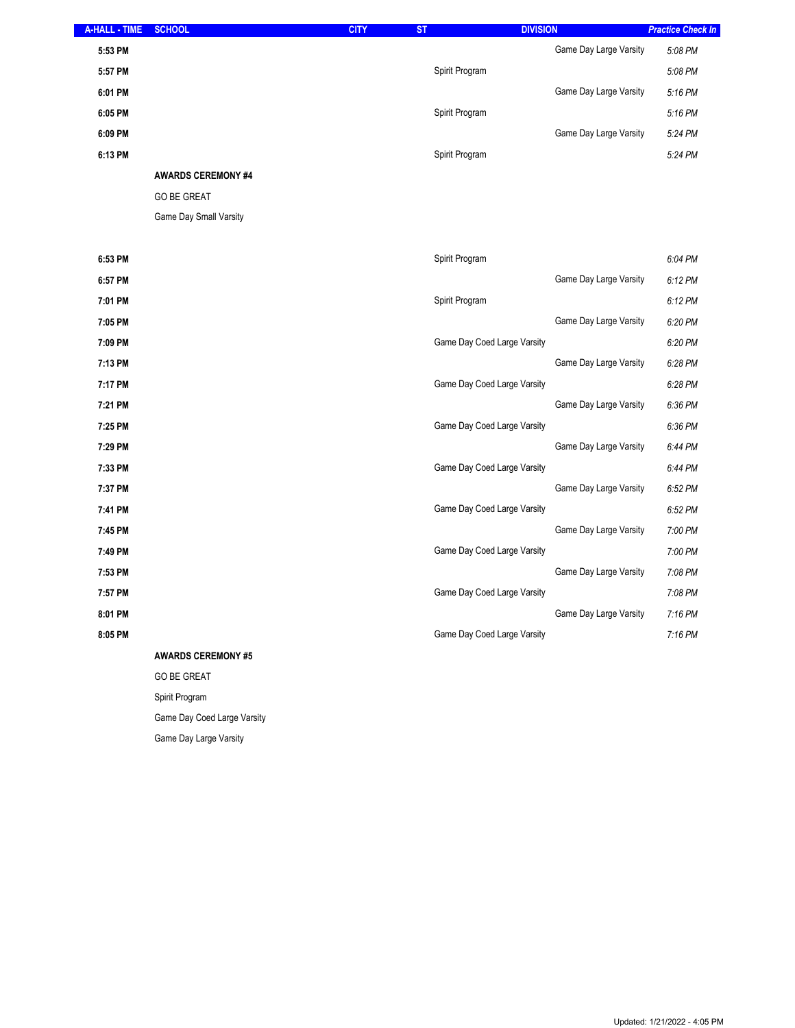| A-HALL - TIME | SCHOOL | CITY | ST | DIVISION | *Practice Check In* |
|---|---|---|---|---|---|
| **5:53 PM** | | | | Game Day Large Varsity | *5:08 PM* |
| **5:57 PM** | | | Spirit Program | | *5:08 PM* |
| **6:01 PM** | | | | Game Day Large Varsity | *5:16 PM* |
| **6:05 PM** | | | Spirit Program | | *5:16 PM* |
| **6:09 PM** | | | | Game Day Large Varsity | *5:24 PM* |
| **6:13 PM** | | | Spirit Program | | *5:24 PM* |
| | **AWARDS CEREMONY #4** | | | | |
| | GO BE GREAT | | | | |
| | Game Day Small Varsity | | | | |
| | | | | | |
| **6:53 PM** | | | Spirit Program | | *6:04 PM* |
| **6:57 PM** | | | | Game Day Large Varsity | *6:12 PM* |
| **7:01 PM** | | | Spirit Program | | *6:12 PM* |
| **7:05 PM** | | | | Game Day Large Varsity | *6:20 PM* |
| **7:09 PM** | | | Game Day Coed Large Varsity | | *6:20 PM* |
| **7:13 PM** | | | | Game Day Large Varsity | *6:28 PM* |
| **7:17 PM** | | | Game Day Coed Large Varsity | | *6:28 PM* |
| **7:21 PM** | | | | Game Day Large Varsity | *6:36 PM* |
| **7:25 PM** | | | Game Day Coed Large Varsity | | *6:36 PM* |
| **7:29 PM** | | | | Game Day Large Varsity | *6:44 PM* |
| **7:33 PM** | | | Game Day Coed Large Varsity | | *6:44 PM* |
| **7:37 PM** | | | | Game Day Large Varsity | *6:52 PM* |
| **7:41 PM** | | | Game Day Coed Large Varsity | | *6:52 PM* |
| **7:45 PM** | | | | Game Day Large Varsity | *7:00 PM* |
| **7:49 PM** | | | Game Day Coed Large Varsity | | *7:00 PM* |
| **7:53 PM** | | | | Game Day Large Varsity | *7:08 PM* |
| **7:57 PM** | | | Game Day Coed Large Varsity | | *7:08 PM* |
| **8:01 PM** | | | | Game Day Large Varsity | *7:16 PM* |
| **8:05 PM** | | | Game Day Coed Large Varsity | | *7:16 PM* |
| | **AWARDS CEREMONY #5** | | | | |
| | GO BE GREAT | | | | |
| | Spirit Program | | | | |
| | Game Day Coed Large Varsity | | | | |
| | Game Day Large Varsity | | | | |